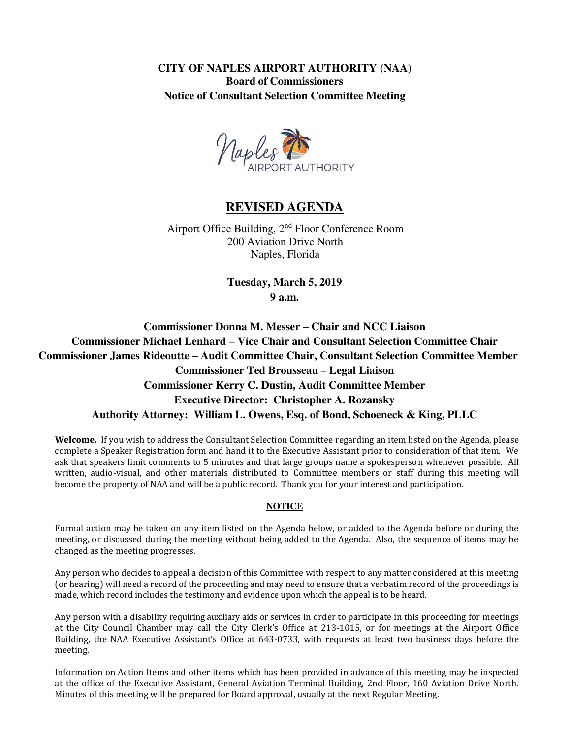**CITY OF NAPLES AIRPORT AUTHORITY (NAA)**
**Board of Commissioners**
**Notice of Consultant Selection Committee Meeting**

# REVISED AGENDA

Airport Office Building, 2nd Floor Conference Room
200 Aviation Drive North
Naples, Florida

**Tuesday, March 5, 2019**
**9 a.m.**

**Commissioner Donna M. Messer – Chair and NCC Liaison**
**Commissioner Michael Lenhard – Vice Chair and Consultant Selection Committee Chair**
**Commissioner James Rideoutte – Audit Committee Chair, Consultant Selection Committee Member**
**Commissioner Ted Brousseau – Legal Liaison**
**Commissioner Kerry C. Dustin, Audit Committee Member**
**Executive Director: Christopher A. Rozansky**
**Authority Attorney: William L. Owens, Esq. of Bond, Schoeneck & King, PLLC**

**Welcome.** If you wish to address the Consultant Selection Committee regarding an item listed on the Agenda, please complete a Speaker Registration form and hand it to the Executive Assistant prior to consideration of that item. We ask that speakers limit comments to 5 minutes and that large groups name a spokesperson whenever possible. All written, audio-visual, and other materials distributed to Committee members or staff during this meeting will become the property of NAA and will be a public record. Thank you for your interest and participation.

**NOTICE**

Formal action may be taken on any item listed on the Agenda below, or added to the Agenda before or during the meeting, or discussed during the meeting without being added to the Agenda. Also, the sequence of items may be changed as the meeting progresses.

Any person who decides to appeal a decision of this Committee with respect to any matter considered at this meeting (or hearing) will need a record of the proceeding and may need to ensure that a verbatim record of the proceedings is made, which record includes the testimony and evidence upon which the appeal is to be heard.

Any person with a disability requiring auxiliary aids or services in order to participate in this proceeding for meetings at the City Council Chamber may call the City Clerk's Office at 213-1015, or for meetings at the Airport Office Building, the NAA Executive Assistant's Office at 643-0733, with requests at least two business days before the meeting.

Information on Action Items and other items which has been provided in advance of this meeting may be inspected at the office of the Executive Assistant, General Aviation Terminal Building, 2nd Floor, 160 Aviation Drive North. Minutes of this meeting will be prepared for Board approval, usually at the next Regular Meeting.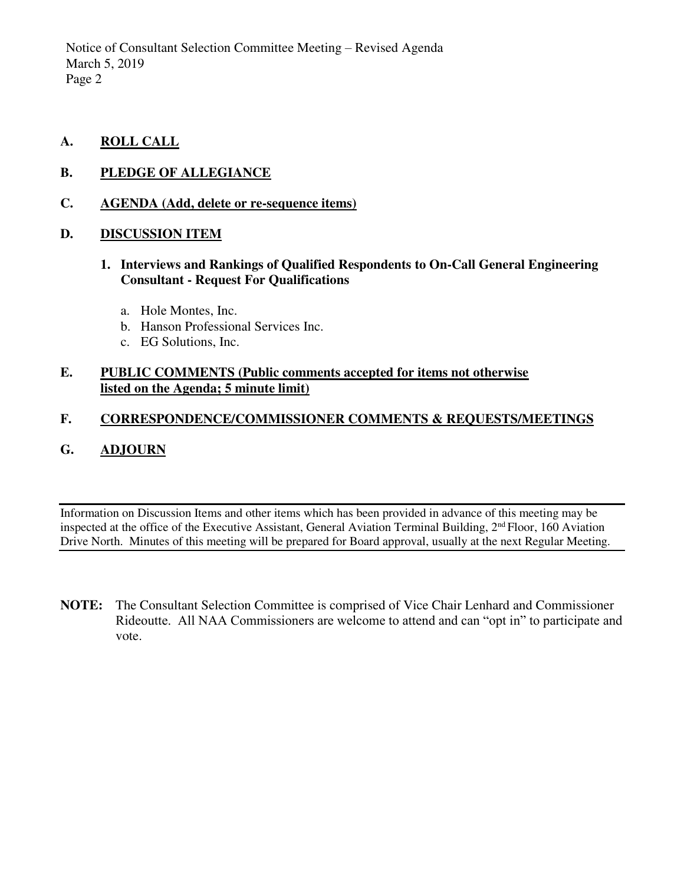**A. ROLL CALL**

**B. PLEDGE OF ALLEGIANCE**

**C. AGENDA (Add, delete or re-sequence items)**

**D. DISCUSSION ITEM**

1. **Interviews and Rankings of Qualified Respondents to On-Call General Engineering Consultant - Request For Qualifications**

    a. Hole Montes, Inc.
    b. Hanson Professional Services Inc.
    c. EG Solutions, Inc.

**E. PUBLIC COMMENTS (Public comments accepted for items not otherwise listed on the Agenda; 5 minute limit)**

**F. CORRESPONDENCE/COMMISSIONER COMMENTS & REQUESTS/MEETINGS**

**G. ADJOURN**

---

Information on Discussion Items and other items which has been provided in advance of this meeting may be inspected at the office of the Executive Assistant, General Aviation Terminal Building, 2nd Floor, 160 Aviation Drive North. Minutes of this meeting will be prepared for Board approval, usually at the next Regular Meeting.

---

**NOTE:** The Consultant Selection Committee is comprised of Vice Chair Lenhard and Commissioner Rideoutte. All NAA Commissioners are welcome to attend and can "opt in" to participate and vote.